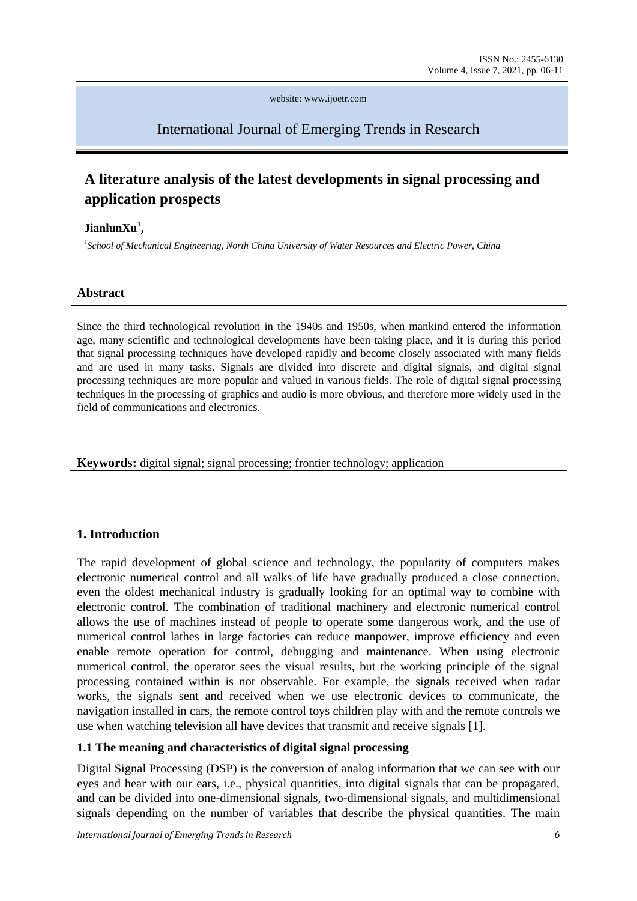website: www.ijoetr.com

International Journal of Emerging Trends in Research

# A literature analysis of the latest developments in signal processing and application prospects

**JianlunXu[1],**

[1]*School of Mechanical Engineering, North China University of Water Resources and Electric Power, China*

## Abstract

Since the third technological revolution in the 1940s and 1950s, when mankind entered the information age, many scientific and technological developments have been taking place, and it is during this period that signal processing techniques have developed rapidly and become closely associated with many fields and are used in many tasks. Signals are divided into discrete and digital signals, and digital signal processing techniques are more popular and valued in various fields. The role of digital signal processing techniques in the processing of graphics and audio is more obvious, and therefore more widely used in the field of communications and electronics.

**Keywords:** digital signal; signal processing; frontier technology; application

## 1. Introduction

The rapid development of global science and technology, the popularity of computers makes electronic numerical control and all walks of life have gradually produced a close connection, even the oldest mechanical industry is gradually looking for an optimal way to combine with electronic control. The combination of traditional machinery and electronic numerical control allows the use of machines instead of people to operate some dangerous work, and the use of numerical control lathes in large factories can reduce manpower, improve efficiency and even enable remote operation for control, debugging and maintenance. When using electronic numerical control, the operator sees the visual results, but the working principle of the signal processing contained within is not observable. For example, the signals received when radar works, the signals sent and received when we use electronic devices to communicate, the navigation installed in cars, the remote control toys children play with and the remote controls we use when watching television all have devices that transmit and receive signals [1].

### 1.1 The meaning and characteristics of digital signal processing

Digital Signal Processing (DSP) is the conversion of analog information that we can see with our eyes and hear with our ears, i.e., physical quantities, into digital signals that can be propagated, and can be divided into one-dimensional signals, two-dimensional signals, and multidimensional signals depending on the number of variables that describe the physical quantities. The main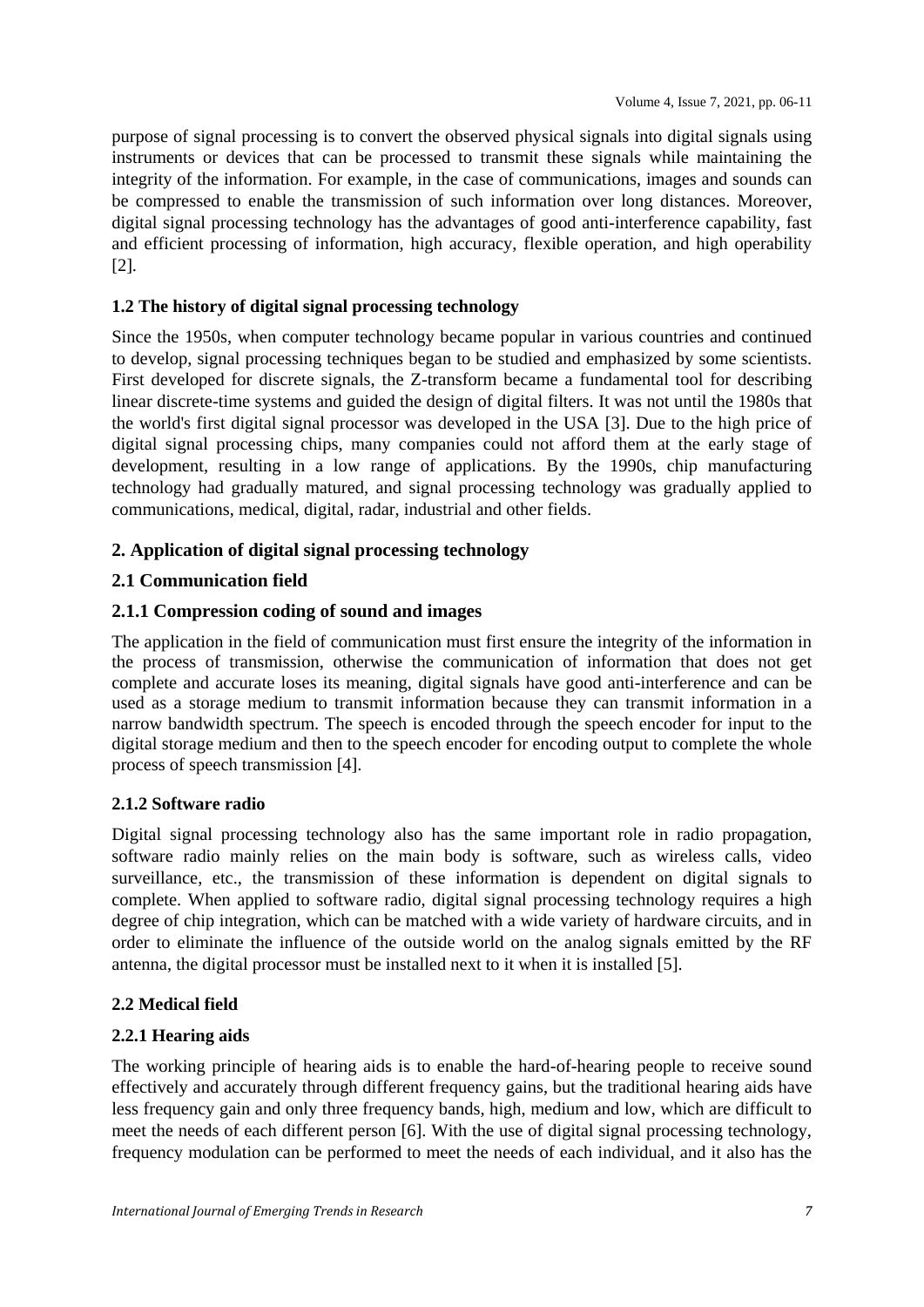purpose of signal processing is to convert the observed physical signals into digital signals using instruments or devices that can be processed to transmit these signals while maintaining the integrity of the information. For example, in the case of communications, images and sounds can be compressed to enable the transmission of such information over long distances. Moreover, digital signal processing technology has the advantages of good anti-interference capability, fast and efficient processing of information, high accuracy, flexible operation, and high operability [2].

### 1.2 The history of digital signal processing technology

Since the 1950s, when computer technology became popular in various countries and continued to develop, signal processing techniques began to be studied and emphasized by some scientists. First developed for discrete signals, the Z-transform became a fundamental tool for describing linear discrete-time systems and guided the design of digital filters. It was not until the 1980s that the world's first digital signal processor was developed in the USA [3]. Due to the high price of digital signal processing chips, many companies could not afford them at the early stage of development, resulting in a low range of applications. By the 1990s, chip manufacturing technology had gradually matured, and signal processing technology was gradually applied to communications, medical, digital, radar, industrial and other fields.

## 2. Application of digital signal processing technology

### 2.1 Communication field

#### 2.1.1 Compression coding of sound and images

The application in the field of communication must first ensure the integrity of the information in the process of transmission, otherwise the communication of information that does not get complete and accurate loses its meaning, digital signals have good anti-interference and can be used as a storage medium to transmit information because they can transmit information in a narrow bandwidth spectrum. The speech is encoded through the speech encoder for input to the digital storage medium and then to the speech encoder for encoding output to complete the whole process of speech transmission [4].

#### 2.1.2 Software radio

Digital signal processing technology also has the same important role in radio propagation, software radio mainly relies on the main body is software, such as wireless calls, video surveillance, etc., the transmission of these information is dependent on digital signals to complete. When applied to software radio, digital signal processing technology requires a high degree of chip integration, which can be matched with a wide variety of hardware circuits, and in order to eliminate the influence of the outside world on the analog signals emitted by the RF antenna, the digital processor must be installed next to it when it is installed [5].

### 2.2 Medical field

#### 2.2.1 Hearing aids

The working principle of hearing aids is to enable the hard-of-hearing people to receive sound effectively and accurately through different frequency gains, but the traditional hearing aids have less frequency gain and only three frequency bands, high, medium and low, which are difficult to meet the needs of each different person [6]. With the use of digital signal processing technology, frequency modulation can be performed to meet the needs of each individual, and it also has the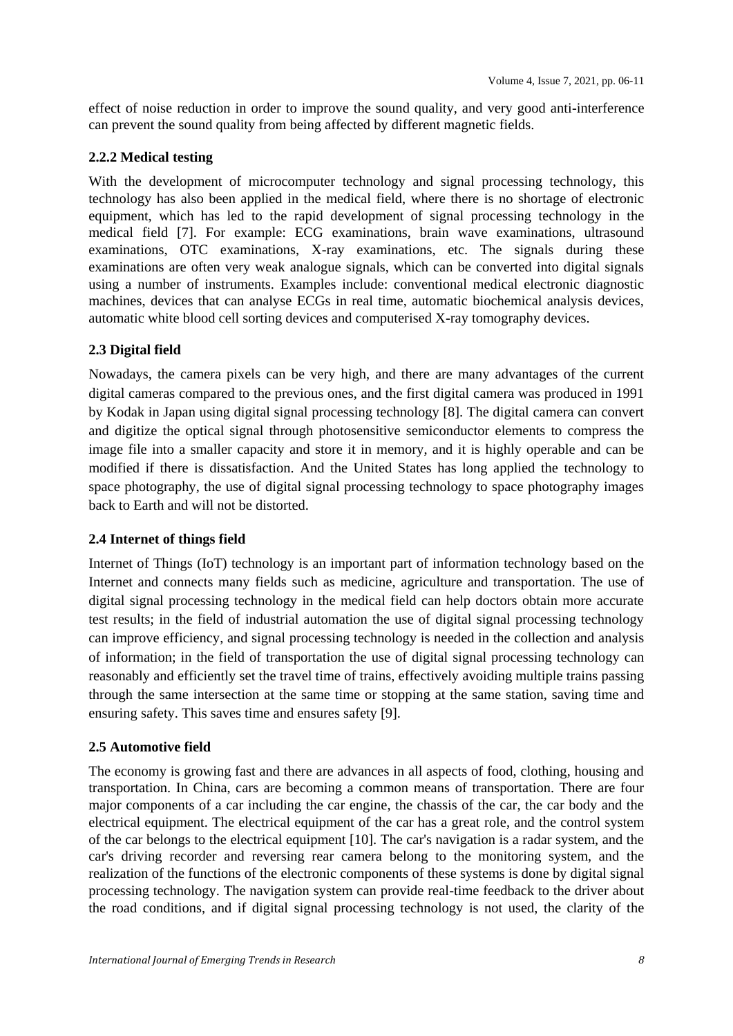effect of noise reduction in order to improve the sound quality, and very good anti-interference can prevent the sound quality from being affected by different magnetic fields.

### 2.2.2 Medical testing

With the development of microcomputer technology and signal processing technology, this technology has also been applied in the medical field, where there is no shortage of electronic equipment, which has led to the rapid development of signal processing technology in the medical field [7]. For example: ECG examinations, brain wave examinations, ultrasound examinations, OTC examinations, X-ray examinations, etc. The signals during these examinations are often very weak analogue signals, which can be converted into digital signals using a number of instruments. Examples include: conventional medical electronic diagnostic machines, devices that can analyse ECGs in real time, automatic biochemical analysis devices, automatic white blood cell sorting devices and computerised X-ray tomography devices.

## 2.3 Digital field

Nowadays, the camera pixels can be very high, and there are many advantages of the current digital cameras compared to the previous ones, and the first digital camera was produced in 1991 by Kodak in Japan using digital signal processing technology [8]. The digital camera can convert and digitize the optical signal through photosensitive semiconductor elements to compress the image file into a smaller capacity and store it in memory, and it is highly operable and can be modified if there is dissatisfaction. And the United States has long applied the technology to space photography, the use of digital signal processing technology to space photography images back to Earth and will not be distorted.

## 2.4 Internet of things field

Internet of Things (IoT) technology is an important part of information technology based on the Internet and connects many fields such as medicine, agriculture and transportation. The use of digital signal processing technology in the medical field can help doctors obtain more accurate test results; in the field of industrial automation the use of digital signal processing technology can improve efficiency, and signal processing technology is needed in the collection and analysis of information; in the field of transportation the use of digital signal processing technology can reasonably and efficiently set the travel time of trains, effectively avoiding multiple trains passing through the same intersection at the same time or stopping at the same station, saving time and ensuring safety. This saves time and ensures safety [9].

## 2.5 Automotive field

The economy is growing fast and there are advances in all aspects of food, clothing, housing and transportation. In China, cars are becoming a common means of transportation. There are four major components of a car including the car engine, the chassis of the car, the car body and the electrical equipment. The electrical equipment of the car has a great role, and the control system of the car belongs to the electrical equipment [10]. The car's navigation is a radar system, and the car's driving recorder and reversing rear camera belong to the monitoring system, and the realization of the functions of the electronic components of these systems is done by digital signal processing technology. The navigation system can provide real-time feedback to the driver about the road conditions, and if digital signal processing technology is not used, the clarity of the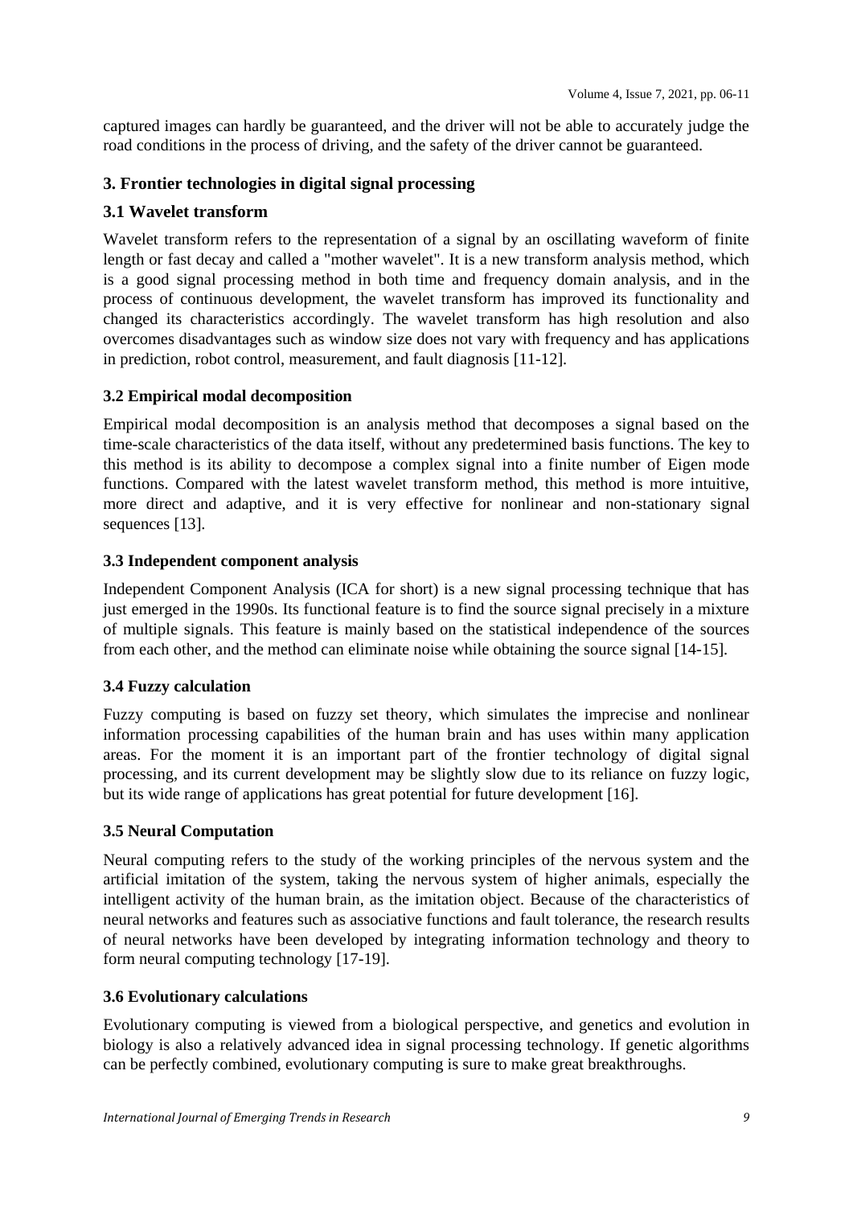captured images can hardly be guaranteed, and the driver will not be able to accurately judge the road conditions in the process of driving, and the safety of the driver cannot be guaranteed.

## 3. Frontier technologies in digital signal processing

### 3.1 Wavelet transform

Wavelet transform refers to the representation of a signal by an oscillating waveform of finite length or fast decay and called a "mother wavelet". It is a new transform analysis method, which is a good signal processing method in both time and frequency domain analysis, and in the process of continuous development, the wavelet transform has improved its functionality and changed its characteristics accordingly. The wavelet transform has high resolution and also overcomes disadvantages such as window size does not vary with frequency and has applications in prediction, robot control, measurement, and fault diagnosis [11-12].

### 3.2 Empirical modal decomposition

Empirical modal decomposition is an analysis method that decomposes a signal based on the time-scale characteristics of the data itself, without any predetermined basis functions. The key to this method is its ability to decompose a complex signal into a finite number of Eigen mode functions. Compared with the latest wavelet transform method, this method is more intuitive, more direct and adaptive, and it is very effective for nonlinear and non-stationary signal sequences [13].

### 3.3 Independent component analysis

Independent Component Analysis (ICA for short) is a new signal processing technique that has just emerged in the 1990s. Its functional feature is to find the source signal precisely in a mixture of multiple signals. This feature is mainly based on the statistical independence of the sources from each other, and the method can eliminate noise while obtaining the source signal [14-15].

### 3.4 Fuzzy calculation

Fuzzy computing is based on fuzzy set theory, which simulates the imprecise and nonlinear information processing capabilities of the human brain and has uses within many application areas. For the moment it is an important part of the frontier technology of digital signal processing, and its current development may be slightly slow due to its reliance on fuzzy logic, but its wide range of applications has great potential for future development [16].

### 3.5 Neural Computation

Neural computing refers to the study of the working principles of the nervous system and the artificial imitation of the system, taking the nervous system of higher animals, especially the intelligent activity of the human brain, as the imitation object. Because of the characteristics of neural networks and features such as associative functions and fault tolerance, the research results of neural networks have been developed by integrating information technology and theory to form neural computing technology [17-19].

### 3.6 Evolutionary calculations

Evolutionary computing is viewed from a biological perspective, and genetics and evolution in biology is also a relatively advanced idea in signal processing technology. If genetic algorithms can be perfectly combined, evolutionary computing is sure to make great breakthroughs.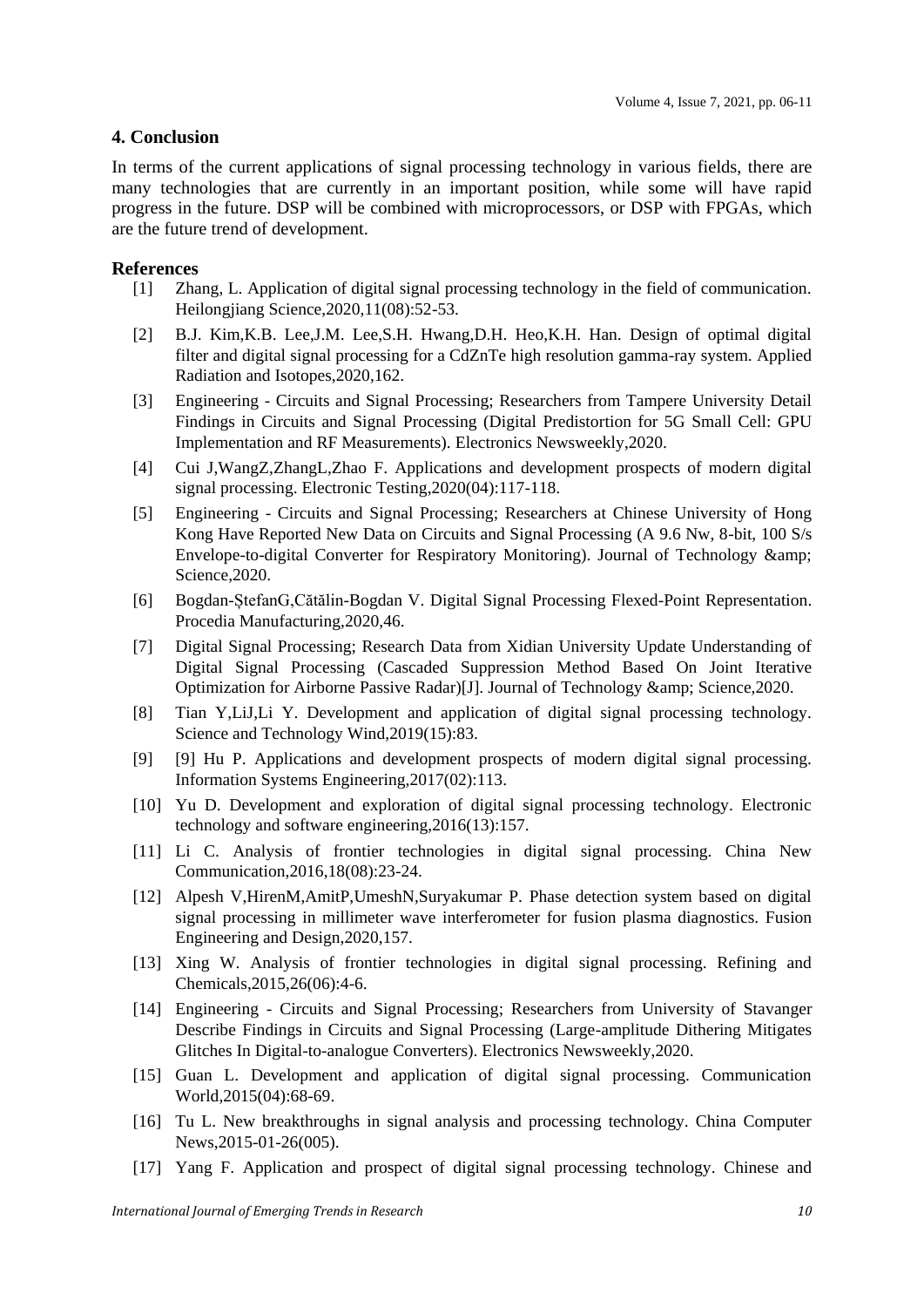## 4. Conclusion

In terms of the current applications of signal processing technology in various fields, there are many technologies that are currently in an important position, while some will have rapid progress in the future. DSP will be combined with microprocessors, or DSP with FPGAs, which are the future trend of development.

## References

[1] Zhang, L. Application of digital signal processing technology in the field of communication. Heilongjiang Science,2020,11(08):52-53.

[2] B.J. Kim,K.B. Lee,J.M. Lee,S.H. Hwang,D.H. Heo,K.H. Han. Design of optimal digital filter and digital signal processing for a CdZnTe high resolution gamma-ray system. Applied Radiation and Isotopes,2020,162.

[3] Engineering - Circuits and Signal Processing; Researchers from Tampere University Detail Findings in Circuits and Signal Processing (Digital Predistortion for 5G Small Cell: GPU Implementation and RF Measurements). Electronics Newsweekly,2020.

[4] Cui J,WangZ,ZhangL,Zhao F. Applications and development prospects of modern digital signal processing. Electronic Testing,2020(04):117-118.

[5] Engineering - Circuits and Signal Processing; Researchers at Chinese University of Hong Kong Have Reported New Data on Circuits and Signal Processing (A 9.6 Nw, 8-bit, 100 S/s Envelope-to-digital Converter for Respiratory Monitoring). Journal of Technology &amp; Science,2020.

[6] Bogdan-ȘtefanG,Cătălin-Bogdan V. Digital Signal Processing Flexed-Point Representation. Procedia Manufacturing,2020,46.

[7] Digital Signal Processing; Research Data from Xidian University Update Understanding of Digital Signal Processing (Cascaded Suppression Method Based On Joint Iterative Optimization for Airborne Passive Radar)[J]. Journal of Technology &amp; Science,2020.

[8] Tian Y,LiJ,Li Y. Development and application of digital signal processing technology. Science and Technology Wind,2019(15):83.

[9] [9] Hu P. Applications and development prospects of modern digital signal processing. Information Systems Engineering,2017(02):113.

[10] Yu D. Development and exploration of digital signal processing technology. Electronic technology and software engineering,2016(13):157.

[11] Li C. Analysis of frontier technologies in digital signal processing. China New Communication,2016,18(08):23-24.

[12] Alpesh V,HirenM,AmitP,UmeshN,Suryakumar P. Phase detection system based on digital signal processing in millimeter wave interferometer for fusion plasma diagnostics. Fusion Engineering and Design,2020,157.

[13] Xing W. Analysis of frontier technologies in digital signal processing. Refining and Chemicals,2015,26(06):4-6.

[14] Engineering - Circuits and Signal Processing; Researchers from University of Stavanger Describe Findings in Circuits and Signal Processing (Large-amplitude Dithering Mitigates Glitches In Digital-to-analogue Converters). Electronics Newsweekly,2020.

[15] Guan L. Development and application of digital signal processing. Communication World,2015(04):68-69.

[16] Tu L. New breakthroughs in signal analysis and processing technology. China Computer News,2015-01-26(005).

[17] Yang F. Application and prospect of digital signal processing technology. Chinese and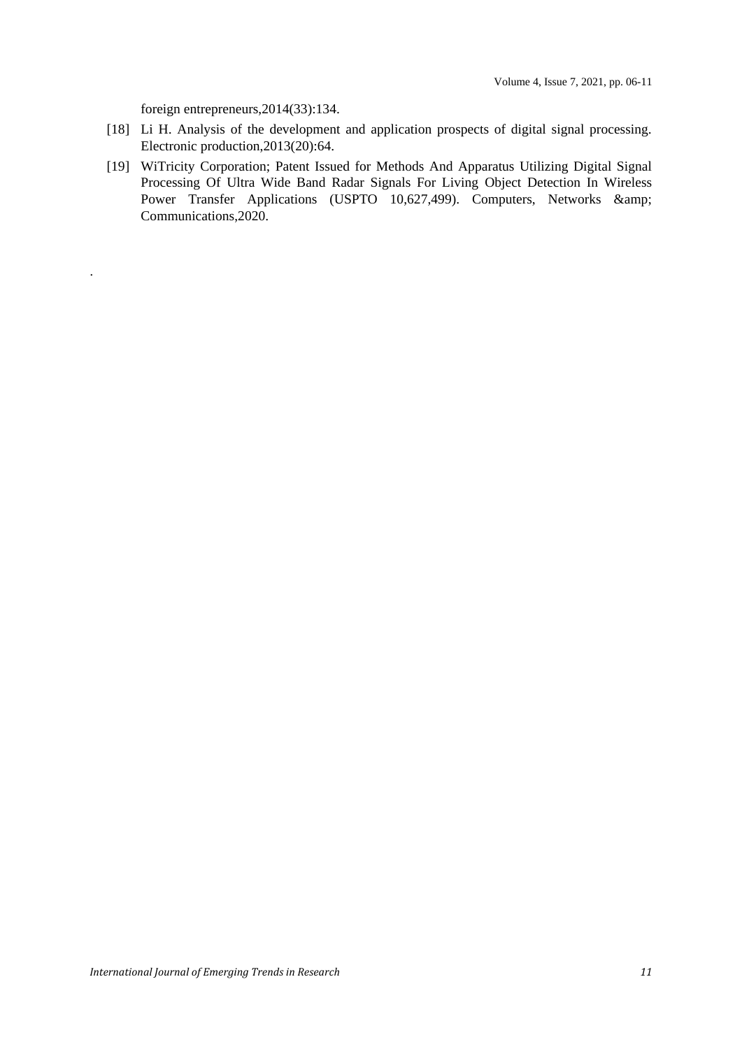foreign entrepreneurs,2014(33):134.

[18] Li H. Analysis of the development and application prospects of digital signal processing. Electronic production,2013(20):64.

[19] WiTricity Corporation; Patent Issued for Methods And Apparatus Utilizing Digital Signal Processing Of Ultra Wide Band Radar Signals For Living Object Detection In Wireless Power Transfer Applications (USPTO 10,627,499). Computers, Networks &amp; Communications,2020.

.